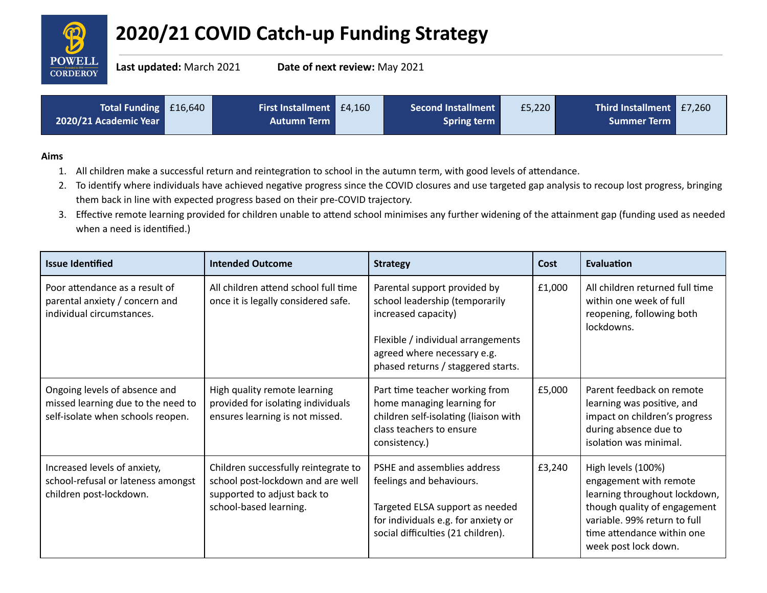# 2020/21 COVID Catch-up Funding Strategy

**Last updated:** March 2021 **Date of next review:** May 2021

| Total Funding 2020/21 Academic Year | £16,640 | First Installment Autumn Term | £4,160 | Second Installment Spring term | £5,220 | Third Installment Summer Term | £7,260 |
|---|---|---|---|---|---|---|---|

**Aims**

1. All children make a successful return and reintegration to school in the autumn term, with good levels of attendance.
2. To identify where individuals have achieved negative progress since the COVID closures and use targeted gap analysis to recoup lost progress, bringing them back in line with expected progress based on their pre-COVID trajectory.
3. Effective remote learning provided for children unable to attend school minimises any further widening of the attainment gap (funding used as needed when a need is identified.)

| Issue Identified | Intended Outcome | Strategy | Cost | Evaluation |
|---|---|---|---|---|
| Poor attendance as a result of parental anxiety / concern and individual circumstances. | All children attend school full time once it is legally considered safe. | Parental support provided by school leadership (temporarily increased capacity)<br><br>Flexible / individual arrangements agreed where necessary e.g. phased returns / staggered starts. | £1,000 | All children returned full time within one week of full reopening, following both lockdowns. |
| Ongoing levels of absence and missed learning due to the need to self-isolate when schools reopen. | High quality remote learning provided for isolating individuals ensures learning is not missed. | Part time teacher working from home managing learning for children self-isolating (liaison with class teachers to ensure consistency.) | £5,000 | Parent feedback on remote learning was positive, and impact on children's progress during absence due to isolation was minimal. |
| Increased levels of anxiety, school-refusal or lateness amongst children post-lockdown. | Children successfully reintegrate to school post-lockdown and are well supported to adjust back to school-based learning. | PSHE and assemblies address feelings and behaviours.<br><br>Targeted ELSA support as needed for individuals e.g. for anxiety or social difficulties (21 children). | £3,240 | High levels (100%) engagement with remote learning throughout lockdown, though quality of engagement variable. 99% return to full time attendance within one week post lock down. |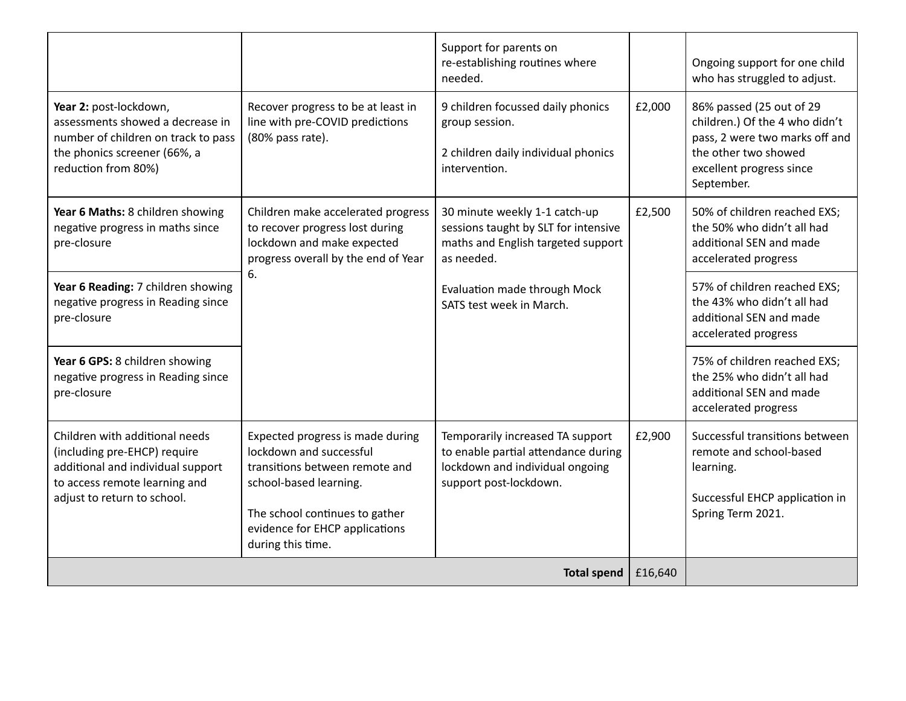| | | | | |
|---|---|---|---|---|
| | | Support for parents on re-establishing routines where needed. | | Ongoing support for one child who has struggled to adjust. |
| **Year 2:** post-lockdown, assessments showed a decrease in number of children on track to pass the phonics screener (66%, a reduction from 80%) | Recover progress to be at least in line with pre-COVID predictions (80% pass rate). | 9 children focussed daily phonics group session.<br><br>2 children daily individual phonics intervention. | £2,000 | 86% passed (25 out of 29 children.) Of the 4 who didn't pass, 2 were two marks off and the other two showed excellent progress since September. |
| **Year 6 Maths:** 8 children showing negative progress in maths since pre-closure | Children make accelerated progress to recover progress lost during lockdown and make expected progress overall by the end of Year 6. | 30 minute weekly 1-1 catch-up sessions taught by SLT for intensive maths and English targeted support as needed.<br><br>Evaluation made through Mock SATS test week in March. | £2,500 | 50% of children reached EXS; the 50% who didn't all had additional SEN and made accelerated progress |
| **Year 6 Reading:** 7 children showing negative progress in Reading since pre-closure | | | | 57% of children reached EXS; the 43% who didn't all had additional SEN and made accelerated progress |
| **Year 6 GPS:** 8 children showing negative progress in Reading since pre-closure | | | | 75% of children reached EXS; the 25% who didn't all had additional SEN and made accelerated progress |
| Children with additional needs (including pre-EHCP) require additional and individual support to access remote learning and adjust to return to school. | Expected progress is made during lockdown and successful transitions between remote and school-based learning.<br><br>The school continues to gather evidence for EHCP applications during this time. | Temporarily increased TA support to enable partial attendance during lockdown and individual ongoing support post-lockdown. | £2,900 | Successful transitions between remote and school-based learning.<br><br>Successful EHCP application in Spring Term 2021. |
| | | **Total spend** | £16,640 | |